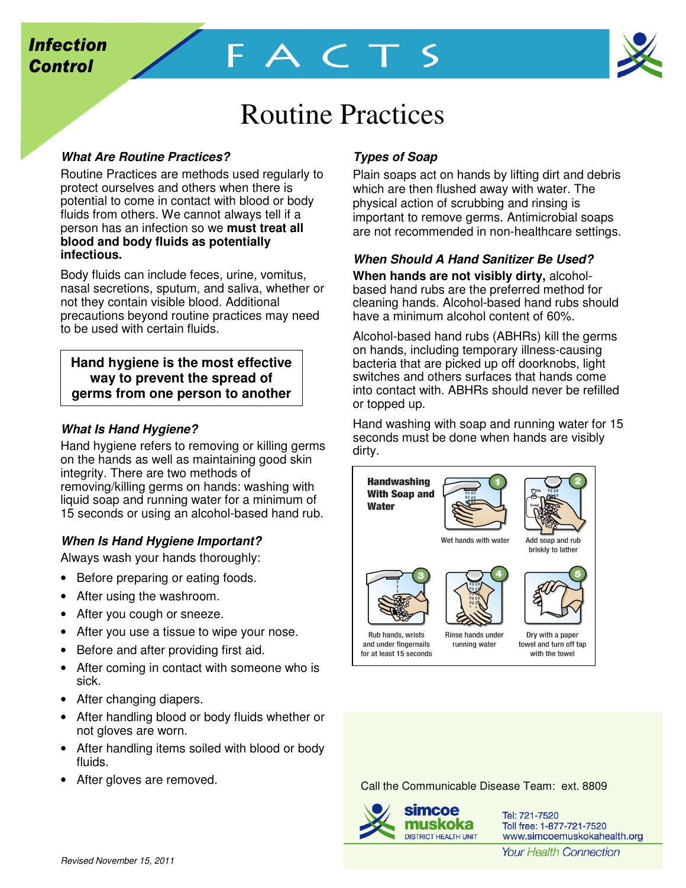**Infection Control**

# FACTS

## Routine Practices

### *What Are Routine Practices?*

Routine Practices are methods used regularly to protect ourselves and others when there is potential to come in contact with blood or body fluids from others. We cannot always tell if a person has an infection so we **must treat all blood and body fluids as potentially infectious.**

Body fluids can include feces, urine, vomitus, nasal secretions, sputum, and saliva, whether or not they contain visible blood. Additional precautions beyond routine practices may need to be used with certain fluids.

**Hand hygiene is the most effective way to prevent the spread of germs from one person to another**

### *What Is Hand Hygiene?*

Hand hygiene refers to removing or killing germs on the hands as well as maintaining good skin integrity. There are two methods of removing/killing germs on hands: washing with liquid soap and running water for a minimum of 15 seconds or using an alcohol-based hand rub.

### *When Is Hand Hygiene Important?*

Always wash your hands thoroughly:

- Before preparing or eating foods.
- After using the washroom.
- After you cough or sneeze.
- After you use a tissue to wipe your nose.
- Before and after providing first aid.
- After coming in contact with someone who is sick.
- After changing diapers.
- After handling blood or body fluids whether or not gloves are worn.
- After handling items soiled with blood or body fluids.
- After gloves are removed.

### *Types of Soap*

Plain soaps act on hands by lifting dirt and debris which are then flushed away with water. The physical action of scrubbing and rinsing is important to remove germs. Antimicrobial soaps are not recommended in non-healthcare settings.

### *When Should A Hand Sanitizer Be Used?*

**When hands are not visibly dirty,** alcohol-based hand rubs are the preferred method for cleaning hands. Alcohol-based hand rubs should have a minimum alcohol content of 60%.

Alcohol-based hand rubs (ABHRs) kill the germs on hands, including temporary illness-causing bacteria that are picked up off doorknobs, light switches and others surfaces that hands come into contact with. ABHRs should never be refilled or topped up.

Hand washing with soap and running water for 15 seconds must be done when hands are visibly dirty.

**Handwashing With Soap and Water**

1. Wet hands with water
2. Add soap and rub briskly to lather
3. Rub hands, wrists and under fingernails for at least 15 seconds
4. Rinse hands under running water
5. Dry with a paper towel and turn off tap with the towel

Call the Communicable Disease Team: ext. 8809

simcoe muskoka DISTRICT HEALTH UNIT

Tel: 721-7520
Toll free: 1-877-721-7520
www.simcoemuskokahealth.org

*Your Health Connection*

*Revised November 15, 2011*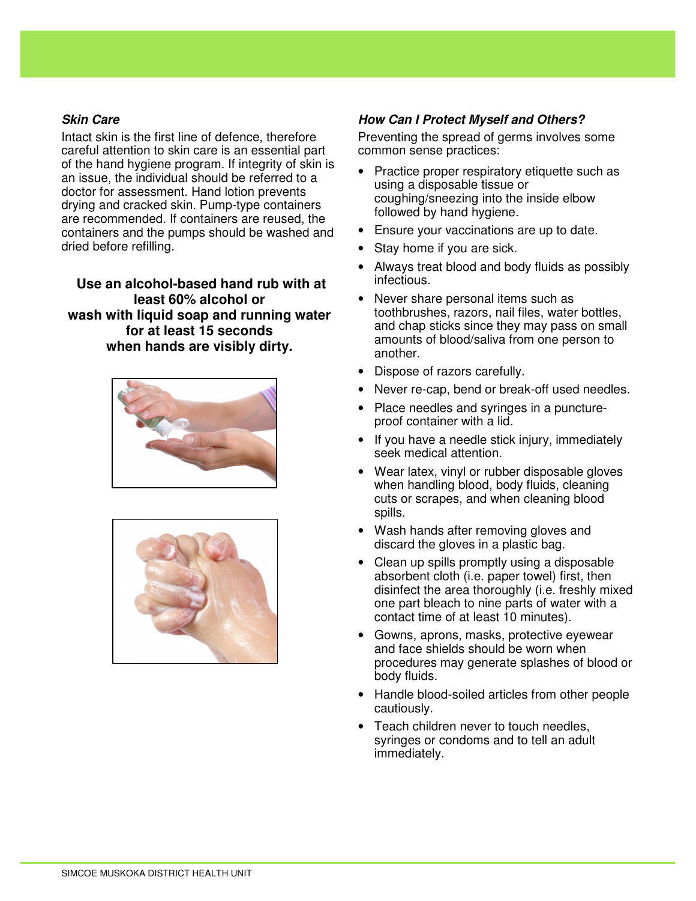***Skin Care***

Intact skin is the first line of defence, therefore careful attention to skin care is an essential part of the hand hygiene program. If integrity of skin is an issue, the individual should be referred to a doctor for assessment. Hand lotion prevents drying and cracked skin. Pump-type containers are recommended. If containers are reused, the containers and the pumps should be washed and dried before refilling.

**Use an alcohol-based hand rub with at least 60% alcohol or wash with liquid soap and running water for at least 15 seconds when hands are visibly dirty.**

***How Can I Protect Myself and Others?***

Preventing the spread of germs involves some common sense practices:

- Practice proper respiratory etiquette such as using a disposable tissue or coughing/sneezing into the inside elbow followed by hand hygiene.
- Ensure your vaccinations are up to date.
- Stay home if you are sick.
- Always treat blood and body fluids as possibly infectious.
- Never share personal items such as toothbrushes, razors, nail files, water bottles, and chap sticks since they may pass on small amounts of blood/saliva from one person to another.
- Dispose of razors carefully.
- Never re-cap, bend or break-off used needles.
- Place needles and syringes in a puncture-proof container with a lid.
- If you have a needle stick injury, immediately seek medical attention.
- Wear latex, vinyl or rubber disposable gloves when handling blood, body fluids, cleaning cuts or scrapes, and when cleaning blood spills.
- Wash hands after removing gloves and discard the gloves in a plastic bag.
- Clean up spills promptly using a disposable absorbent cloth (i.e. paper towel) first, then disinfect the area thoroughly (i.e. freshly mixed one part bleach to nine parts of water with a contact time of at least 10 minutes).
- Gowns, aprons, masks, protective eyewear and face shields should be worn when procedures may generate splashes of blood or body fluids.
- Handle blood-soiled articles from other people cautiously.
- Teach children never to touch needles, syringes or condoms and to tell an adult immediately.